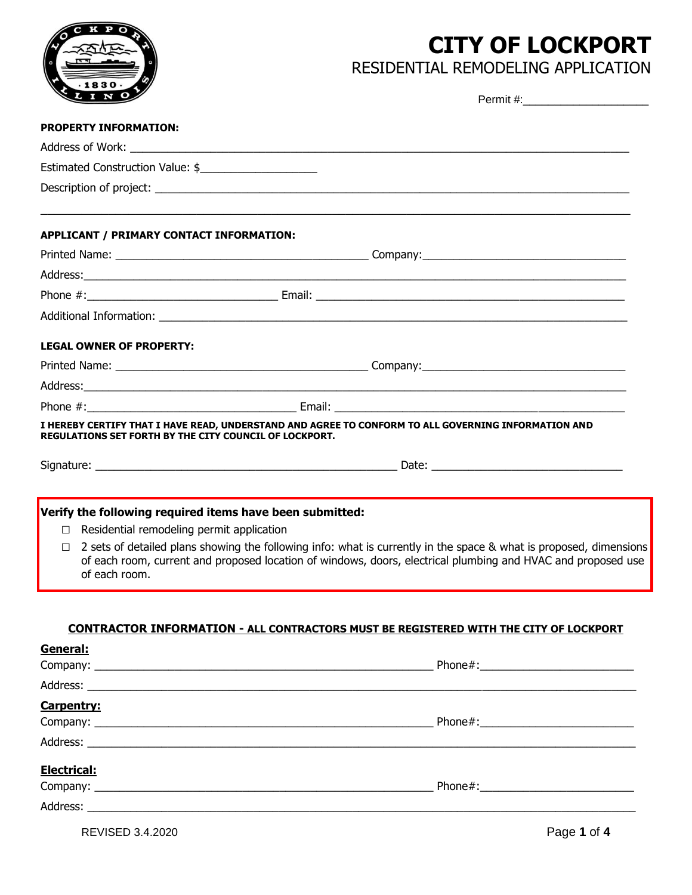# CITY OF LOCKPORT

## RESIDENTIAL REMODELING APPLICATION

Permit #:____________________

**PROPERTY INFORMATION:**

Address of Work: ____________________________________________________________

Estimated Construction Value: $___________________

Description of project: ____________________________________________________________

____________________________________________________________

**APPLICANT / PRIMARY CONTACT INFORMATION:**

Printed Name: ______________________________ Company:______________________________

Address:____________________________________________________________

Phone #:______________________________ Email: ______________________________

Additional Information: ____________________________________________________________

**LEGAL OWNER OF PROPERTY:**

Printed Name: ______________________________ Company:______________________________

Address:____________________________________________________________

Phone #:______________________________ Email: ______________________________

***I HEREBY CERTIFY THAT I HAVE READ, UNDERSTAND AND AGREE TO CONFORM TO ALL GOVERNING INFORMATION AND REGULATIONS SET FORTH BY THE CITY COUNCIL OF LOCKPORT.***

Signature: ______________________________ Date: ______________________________

**Verify the following required items have been submitted:**

- ☐ Residential remodeling permit application
- ☐ 2 sets of detailed plans showing the following info: what is currently in the space & what is proposed, dimensions of each room, current and proposed location of windows, doors, electrical plumbing and HVAC and proposed use of each room.

**CONTRACTOR INFORMATION - ALL CONTRACTORS MUST BE REGISTERED WITH THE CITY OF LOCKPORT**

**General:**

Company: ______________________________ Phone#:______________________________

Address: ____________________________________________________________

**Carpentry:**

Company: ______________________________ Phone#:______________________________

Address: ____________________________________________________________

**Electrical:**

Company: ______________________________ Phone#:______________________________

Address: ____________________________________________________________

REVISED 3.4.2020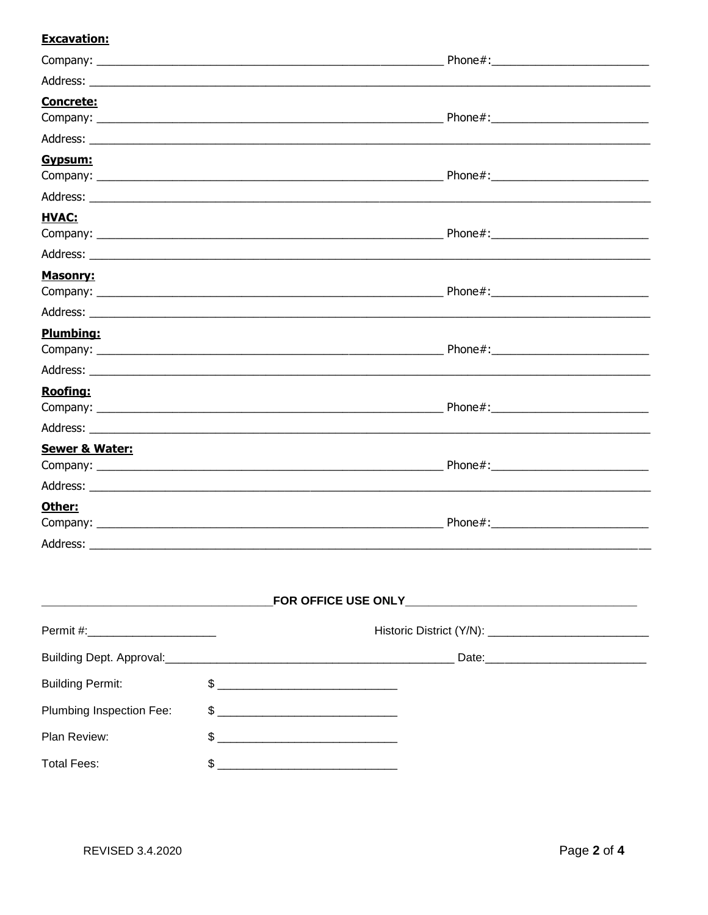**Excavation:**

Company: ______________________________________________ Phone#:____________________

Address: ______________________________________________________________________

**Concrete:**

Company: ______________________________________________ Phone#:____________________

Address: ______________________________________________________________________

**Gypsum:**

Company: ______________________________________________ Phone#:____________________

Address: ______________________________________________________________________

**HVAC:**

Company: ______________________________________________ Phone#:____________________

Address: ______________________________________________________________________

**Masonry:**

Company: ______________________________________________ Phone#:____________________

Address: ______________________________________________________________________

**Plumbing:**

Company: ______________________________________________ Phone#:____________________

Address: ______________________________________________________________________

**Roofing:**

Company: ______________________________________________ Phone#:____________________

Address: ______________________________________________________________________

**Sewer & Water:**

Company: ______________________________________________ Phone#:____________________

Address: ______________________________________________________________________

**Other:**

Company: ______________________________________________ Phone#:____________________

Address: ______________________________________________________________________

**FOR OFFICE USE ONLY**

Permit #:____________________ Historic District (Y/N): ____________________

Building Dept. Approval:________________________________________ Date:____________________

Building Permit: $ ______________________

Plumbing Inspection Fee: $ ______________________

Plan Review: $ ______________________

Total Fees: $ ______________________

REVISED 3.4.2020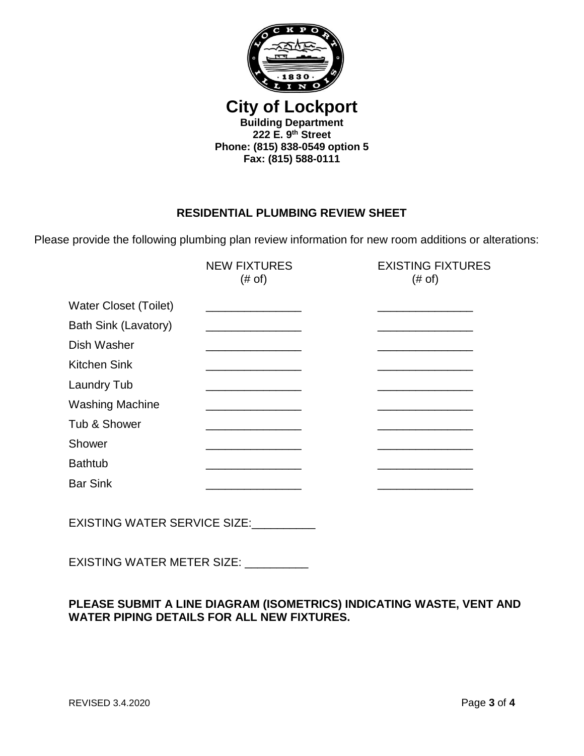# City of Lockport

**Building Department**
**222 E. 9th Street**
**Phone: (815) 838-0549 option 5**
**Fax: (815) 588-0111**

## RESIDENTIAL PLUMBING REVIEW SHEET

Please provide the following plumbing plan review information for new room additions or alterations:

| | NEW FIXTURES (# of) | EXISTING FIXTURES (# of) |
|---|---|---|
| Water Closet (Toilet) | _______________ | _______________ |
| Bath Sink (Lavatory) | _______________ | _______________ |
| Dish Washer | _______________ | _______________ |
| Kitchen Sink | _______________ | _______________ |
| Laundry Tub | _______________ | _______________ |
| Washing Machine | _______________ | _______________ |
| Tub & Shower | _______________ | _______________ |
| Shower | _______________ | _______________ |
| Bathtub | _______________ | _______________ |
| Bar Sink | _______________ | _______________ |

EXISTING WATER SERVICE SIZE:__________

EXISTING WATER METER SIZE: __________

**PLEASE SUBMIT A LINE DIAGRAM (ISOMETRICS) INDICATING WASTE, VENT AND WATER PIPING DETAILS FOR ALL NEW FIXTURES.**

REVISED 3.4.2020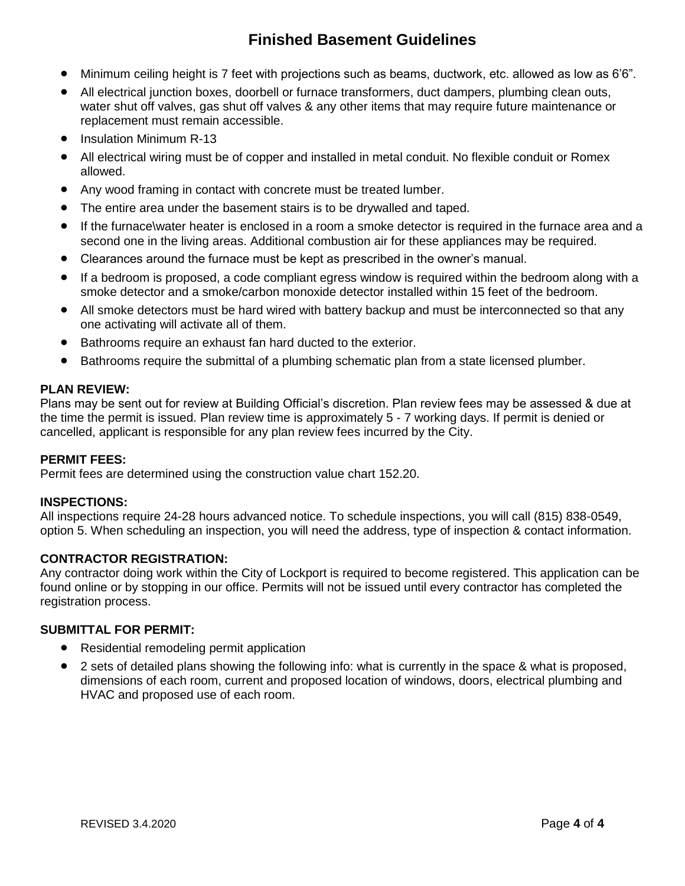# Finished Basement Guidelines

- Minimum ceiling height is 7 feet with projections such as beams, ductwork, etc. allowed as low as 6'6".
- All electrical junction boxes, doorbell or furnace transformers, duct dampers, plumbing clean outs, water shut off valves, gas shut off valves & any other items that may require future maintenance or replacement must remain accessible.
- Insulation Minimum R-13
- All electrical wiring must be of copper and installed in metal conduit. No flexible conduit or Romex allowed.
- Any wood framing in contact with concrete must be treated lumber.
- The entire area under the basement stairs is to be drywalled and taped.
- If the furnace\water heater is enclosed in a room a smoke detector is required in the furnace area and a second one in the living areas. Additional combustion air for these appliances may be required.
- Clearances around the furnace must be kept as prescribed in the owner's manual.
- If a bedroom is proposed, a code compliant egress window is required within the bedroom along with a smoke detector and a smoke/carbon monoxide detector installed within 15 feet of the bedroom.
- All smoke detectors must be hard wired with battery backup and must be interconnected so that any one activating will activate all of them.
- Bathrooms require an exhaust fan hard ducted to the exterior.
- Bathrooms require the submittal of a plumbing schematic plan from a state licensed plumber.

**PLAN REVIEW:**
Plans may be sent out for review at Building Official's discretion. Plan review fees may be assessed & due at the time the permit is issued. Plan review time is approximately 5 - 7 working days. If permit is denied or cancelled, applicant is responsible for any plan review fees incurred by the City.

**PERMIT FEES:**
Permit fees are determined using the construction value chart 152.20.

**INSPECTIONS:**
All inspections require 24-28 hours advanced notice. To schedule inspections, you will call (815) 838-0549, option 5. When scheduling an inspection, you will need the address, type of inspection & contact information.

**CONTRACTOR REGISTRATION:**
Any contractor doing work within the City of Lockport is required to become registered. This application can be found online or by stopping in our office. Permits will not be issued until every contractor has completed the registration process.

**SUBMITTAL FOR PERMIT:**

- Residential remodeling permit application
- 2 sets of detailed plans showing the following info: what is currently in the space & what is proposed, dimensions of each room, current and proposed location of windows, doors, electrical plumbing and HVAC and proposed use of each room.

REVISED 3.4.2020